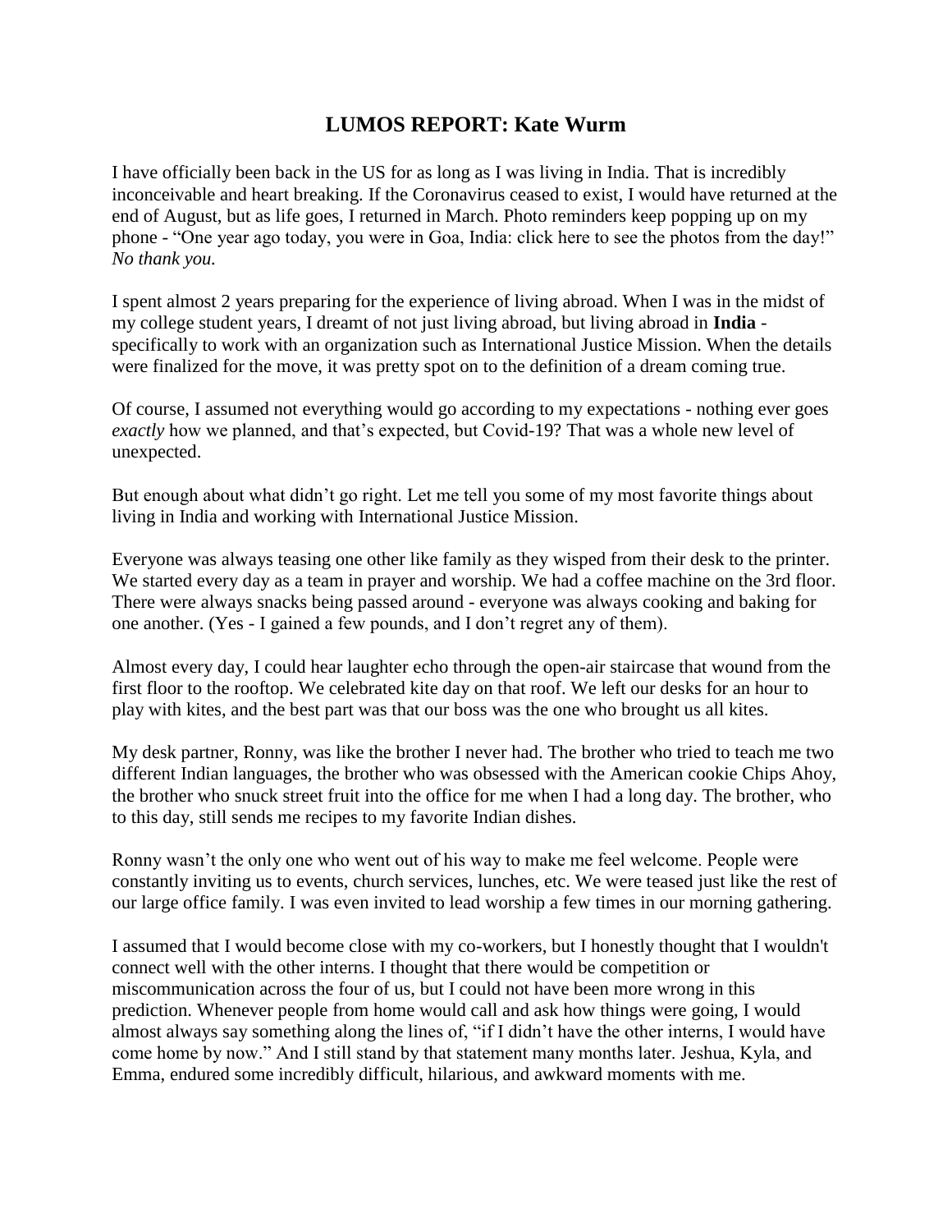# LUMOS REPORT: Kate Wurm

I have officially been back in the US for as long as I was living in India. That is incredibly inconceivable and heart breaking. If the Coronavirus ceased to exist, I would have returned at the end of August, but as life goes, I returned in March. Photo reminders keep popping up on my phone - "One year ago today, you were in Goa, India: click here to see the photos from the day!" *No thank you.*

I spent almost 2 years preparing for the experience of living abroad. When I was in the midst of my college student years, I dreamt of not just living abroad, but living abroad in **India** - specifically to work with an organization such as International Justice Mission. When the details were finalized for the move, it was pretty spot on to the definition of a dream coming true.

Of course, I assumed not everything would go according to my expectations - nothing ever goes *exactly* how we planned, and that's expected, but Covid-19? That was a whole new level of unexpected.

But enough about what didn't go right. Let me tell you some of my most favorite things about living in India and working with International Justice Mission.

Everyone was always teasing one other like family as they wisped from their desk to the printer. We started every day as a team in prayer and worship. We had a coffee machine on the 3rd floor. There were always snacks being passed around - everyone was always cooking and baking for one another. (Yes - I gained a few pounds, and I don't regret any of them).

Almost every day, I could hear laughter echo through the open-air staircase that wound from the first floor to the rooftop. We celebrated kite day on that roof. We left our desks for an hour to play with kites, and the best part was that our boss was the one who brought us all kites.

My desk partner, Ronny, was like the brother I never had. The brother who tried to teach me two different Indian languages, the brother who was obsessed with the American cookie Chips Ahoy, the brother who snuck street fruit into the office for me when I had a long day. The brother, who to this day, still sends me recipes to my favorite Indian dishes.

Ronny wasn't the only one who went out of his way to make me feel welcome. People were constantly inviting us to events, church services, lunches, etc. We were teased just like the rest of our large office family. I was even invited to lead worship a few times in our morning gathering.

I assumed that I would become close with my co-workers, but I honestly thought that I wouldn't connect well with the other interns. I thought that there would be competition or miscommunication across the four of us, but I could not have been more wrong in this prediction. Whenever people from home would call and ask how things were going, I would almost always say something along the lines of, "if I didn't have the other interns, I would have come home by now." And I still stand by that statement many months later. Jeshua, Kyla, and Emma, endured some incredibly difficult, hilarious, and awkward moments with me.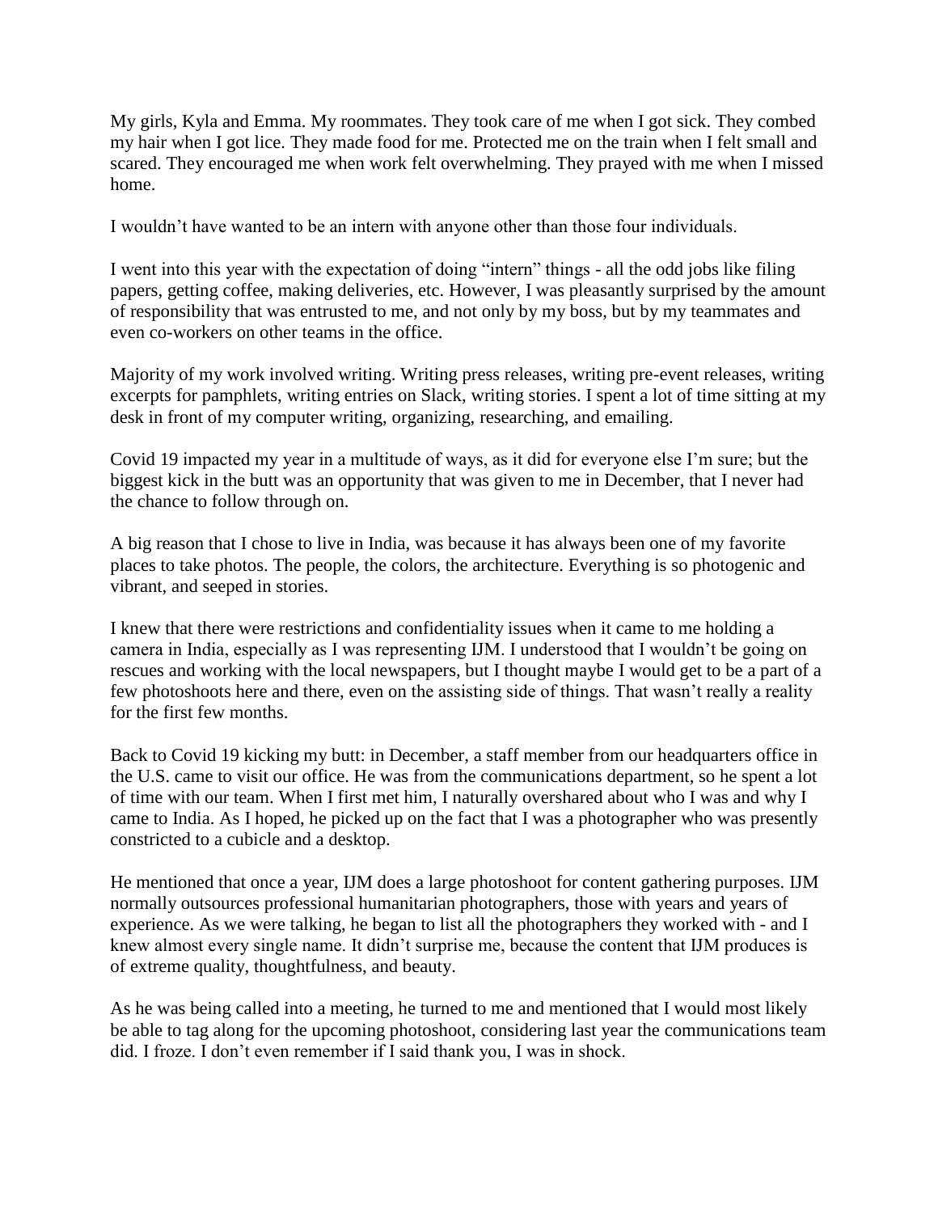My girls, Kyla and Emma. My roommates. They took care of me when I got sick. They combed my hair when I got lice. They made food for me. Protected me on the train when I felt small and scared. They encouraged me when work felt overwhelming. They prayed with me when I missed home.

I wouldn't have wanted to be an intern with anyone other than those four individuals.

I went into this year with the expectation of doing "intern" things - all the odd jobs like filing papers, getting coffee, making deliveries, etc. However, I was pleasantly surprised by the amount of responsibility that was entrusted to me, and not only by my boss, but by my teammates and even co-workers on other teams in the office.

Majority of my work involved writing. Writing press releases, writing pre-event releases, writing excerpts for pamphlets, writing entries on Slack, writing stories. I spent a lot of time sitting at my desk in front of my computer writing, organizing, researching, and emailing.

Covid 19 impacted my year in a multitude of ways, as it did for everyone else I'm sure; but the biggest kick in the butt was an opportunity that was given to me in December, that I never had the chance to follow through on.

A big reason that I chose to live in India, was because it has always been one of my favorite places to take photos. The people, the colors, the architecture. Everything is so photogenic and vibrant, and seeped in stories.

I knew that there were restrictions and confidentiality issues when it came to me holding a camera in India, especially as I was representing IJM. I understood that I wouldn't be going on rescues and working with the local newspapers, but I thought maybe I would get to be a part of a few photoshoots here and there, even on the assisting side of things. That wasn't really a reality for the first few months.

Back to Covid 19 kicking my butt: in December, a staff member from our headquarters office in the U.S. came to visit our office. He was from the communications department, so he spent a lot of time with our team. When I first met him, I naturally overshared about who I was and why I came to India. As I hoped, he picked up on the fact that I was a photographer who was presently constricted to a cubicle and a desktop.

He mentioned that once a year, IJM does a large photoshoot for content gathering purposes. IJM normally outsources professional humanitarian photographers, those with years and years of experience. As we were talking, he began to list all the photographers they worked with - and I knew almost every single name. It didn't surprise me, because the content that IJM produces is of extreme quality, thoughtfulness, and beauty.

As he was being called into a meeting, he turned to me and mentioned that I would most likely be able to tag along for the upcoming photoshoot, considering last year the communications team did. I froze. I don't even remember if I said thank you, I was in shock.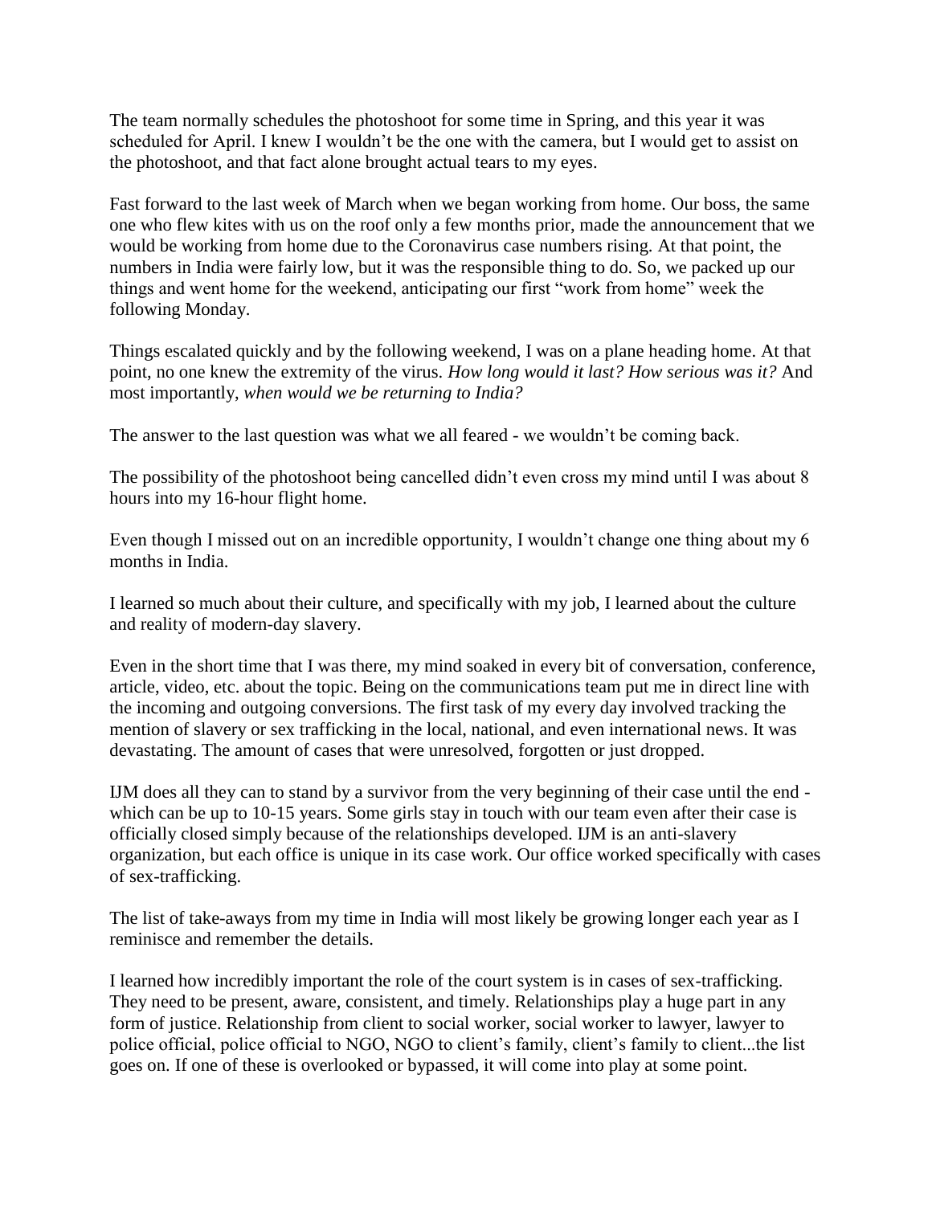The team normally schedules the photoshoot for some time in Spring, and this year it was scheduled for April. I knew I wouldn't be the one with the camera, but I would get to assist on the photoshoot, and that fact alone brought actual tears to my eyes.

Fast forward to the last week of March when we began working from home. Our boss, the same one who flew kites with us on the roof only a few months prior, made the announcement that we would be working from home due to the Coronavirus case numbers rising. At that point, the numbers in India were fairly low, but it was the responsible thing to do. So, we packed up our things and went home for the weekend, anticipating our first "work from home" week the following Monday.

Things escalated quickly and by the following weekend, I was on a plane heading home. At that point, no one knew the extremity of the virus. *How long would it last? How serious was it?* And most importantly, *when would we be returning to India?*

The answer to the last question was what we all feared - we wouldn't be coming back.

The possibility of the photoshoot being cancelled didn't even cross my mind until I was about 8 hours into my 16-hour flight home.

Even though I missed out on an incredible opportunity, I wouldn't change one thing about my 6 months in India.

I learned so much about their culture, and specifically with my job, I learned about the culture and reality of modern-day slavery.

Even in the short time that I was there, my mind soaked in every bit of conversation, conference, article, video, etc. about the topic. Being on the communications team put me in direct line with the incoming and outgoing conversions. The first task of my every day involved tracking the mention of slavery or sex trafficking in the local, national, and even international news. It was devastating. The amount of cases that were unresolved, forgotten or just dropped.

IJM does all they can to stand by a survivor from the very beginning of their case until the end - which can be up to 10-15 years. Some girls stay in touch with our team even after their case is officially closed simply because of the relationships developed. IJM is an anti-slavery organization, but each office is unique in its case work. Our office worked specifically with cases of sex-trafficking.

The list of take-aways from my time in India will most likely be growing longer each year as I reminisce and remember the details.

I learned how incredibly important the role of the court system is in cases of sex-trafficking. They need to be present, aware, consistent, and timely. Relationships play a huge part in any form of justice. Relationship from client to social worker, social worker to lawyer, lawyer to police official, police official to NGO, NGO to client's family, client's family to client...the list goes on. If one of these is overlooked or bypassed, it will come into play at some point.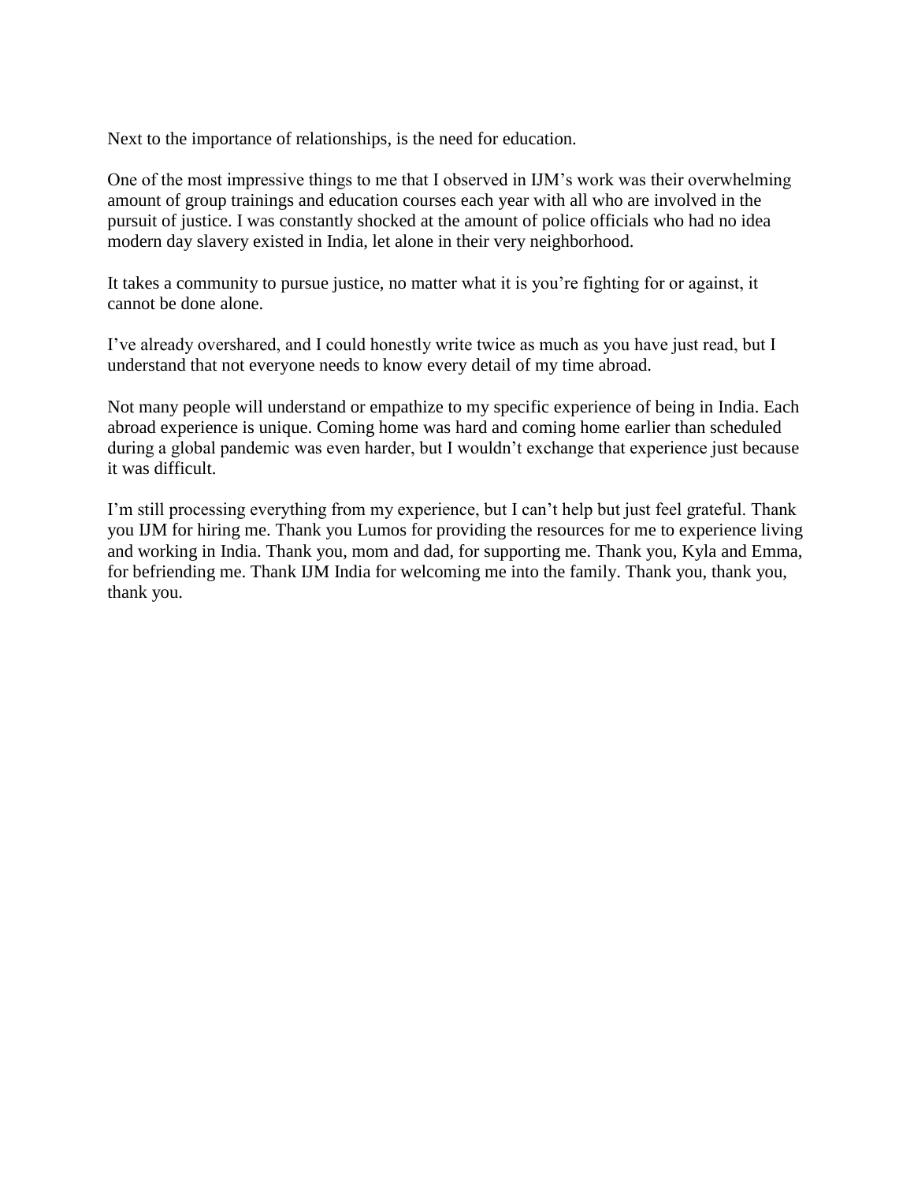Next to the importance of relationships, is the need for education.

One of the most impressive things to me that I observed in IJM's work was their overwhelming amount of group trainings and education courses each year with all who are involved in the pursuit of justice. I was constantly shocked at the amount of police officials who had no idea modern day slavery existed in India, let alone in their very neighborhood.

It takes a community to pursue justice, no matter what it is you're fighting for or against, it cannot be done alone.

I've already overshared, and I could honestly write twice as much as you have just read, but I understand that not everyone needs to know every detail of my time abroad.

Not many people will understand or empathize to my specific experience of being in India. Each abroad experience is unique. Coming home was hard and coming home earlier than scheduled during a global pandemic was even harder, but I wouldn't exchange that experience just because it was difficult.

I'm still processing everything from my experience, but I can't help but just feel grateful. Thank you IJM for hiring me. Thank you Lumos for providing the resources for me to experience living and working in India. Thank you, mom and dad, for supporting me. Thank you, Kyla and Emma, for befriending me. Thank IJM India for welcoming me into the family. Thank you, thank you, thank you.